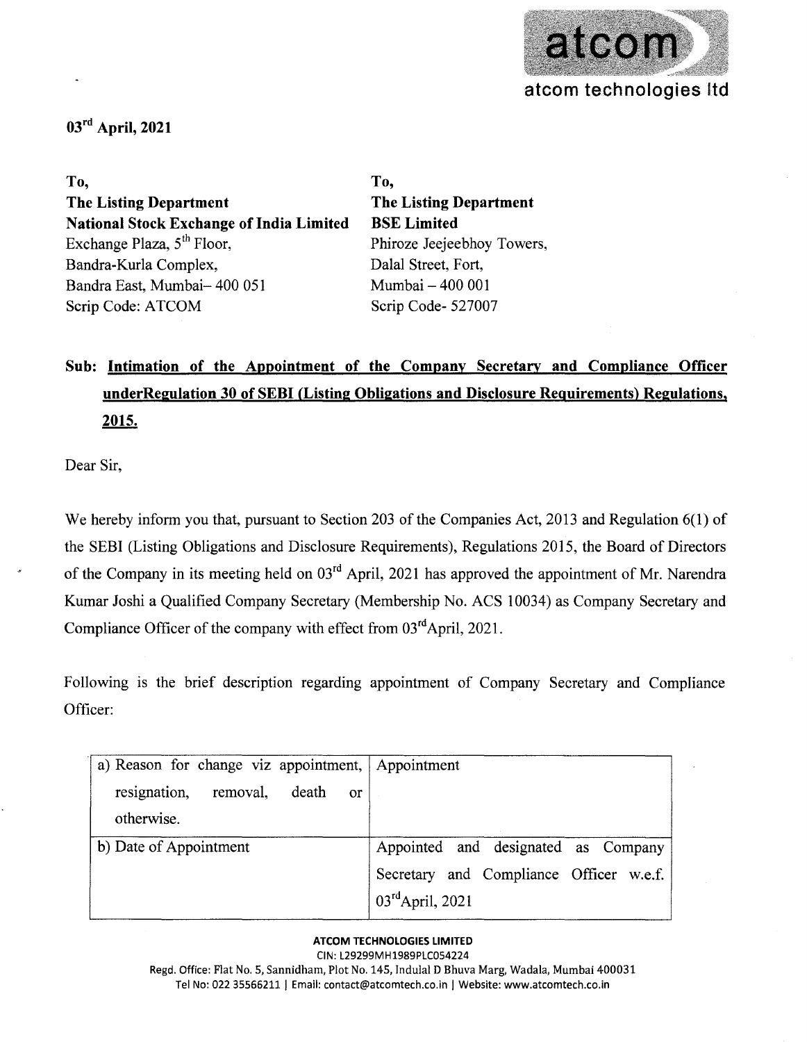atcom technologies ltd

**03rd April, 2021**

**To,**
**The Listing Department**
**National Stock Exchange of India Limited**
Exchange Plaza, 5th Floor,
Bandra-Kurla Complex,
Bandra East, Mumbai– 400 051
Scrip Code: ATCOM

**To,**
**The Listing Department**
**BSE Limited**
Phiroze Jeejeebhoy Towers,
Dalal Street, Fort,
Mumbai – 400 001
Scrip Code- 527007

**Sub: Intimation of the Appointment of the Company Secretary and Compliance Officer underRegulation 30 of SEBI (Listing Obligations and Disclosure Requirements) Regulations, 2015.**

Dear Sir,

We hereby inform you that, pursuant to Section 203 of the Companies Act, 2013 and Regulation 6(1) of the SEBI (Listing Obligations and Disclosure Requirements), Regulations 2015, the Board of Directors of the Company in its meeting held on 03rd April, 2021 has approved the appointment of Mr. Narendra Kumar Joshi a Qualified Company Secretary (Membership No. ACS 10034) as Company Secretary and Compliance Officer of the company with effect from 03rdApril, 2021.

Following is the brief description regarding appointment of Company Secretary and Compliance Officer:

| | |
|---|---|
| a) Reason for change viz appointment, resignation, removal, death or otherwise. | Appointment |
| b) Date of Appointment | Appointed and designated as Company Secretary and Compliance Officer w.e.f. 03rdApril, 2021 |

**ATCOM TECHNOLOGIES LIMITED**
CIN: L29299MH1989PLC054224
Regd. Office: Flat No. 5, Sannidham, Plot No. 145, Indulal D Bhuva Marg, Wadala, Mumbai 400031
Tel No: 022 35566211 | Email: contact@atcomtech.co.in | Website: www.atcomtech.co.in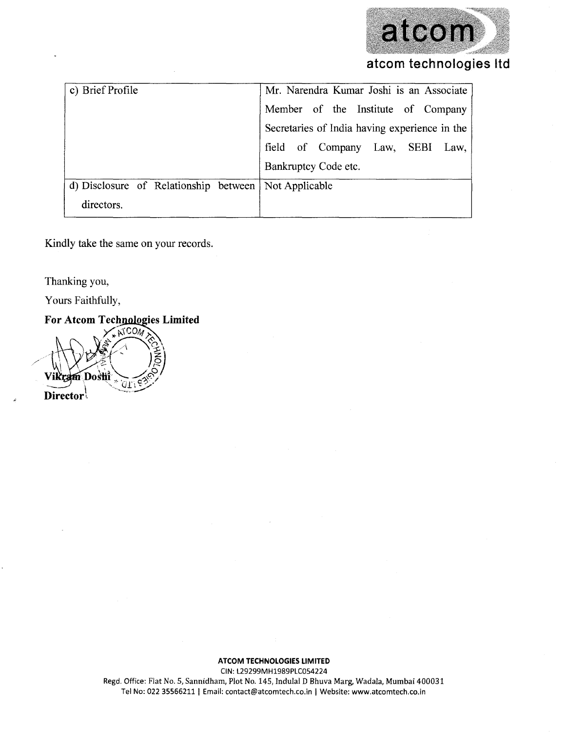| | |
|---|---|
| c) Brief Profile | Mr. Narendra Kumar Joshi is an Associate Member of the Institute of Company Secretaries of India having experience in the field of Company Law, SEBI Law, Bankruptcy Code etc. |
| d) Disclosure of Relationship between directors. | Not Applicable |

Kindly take the same on your records.

Thanking you,

Yours Faithfully,

**For Atcom Technologies Limited**

**Vikram Doshi**

**Director**

**ATCOM TECHNOLOGIES LIMITED**

CIN: L29299MH1989PLC054224

Regd. Office: Flat No. 5, Sannidham, Plot No. 145, Indulal D Bhuva Marg, Wadala, Mumbai 400031

Tel No: 022 35566211 | Email: contact@atcomtech.co.in | Website: www.atcomtech.co.in